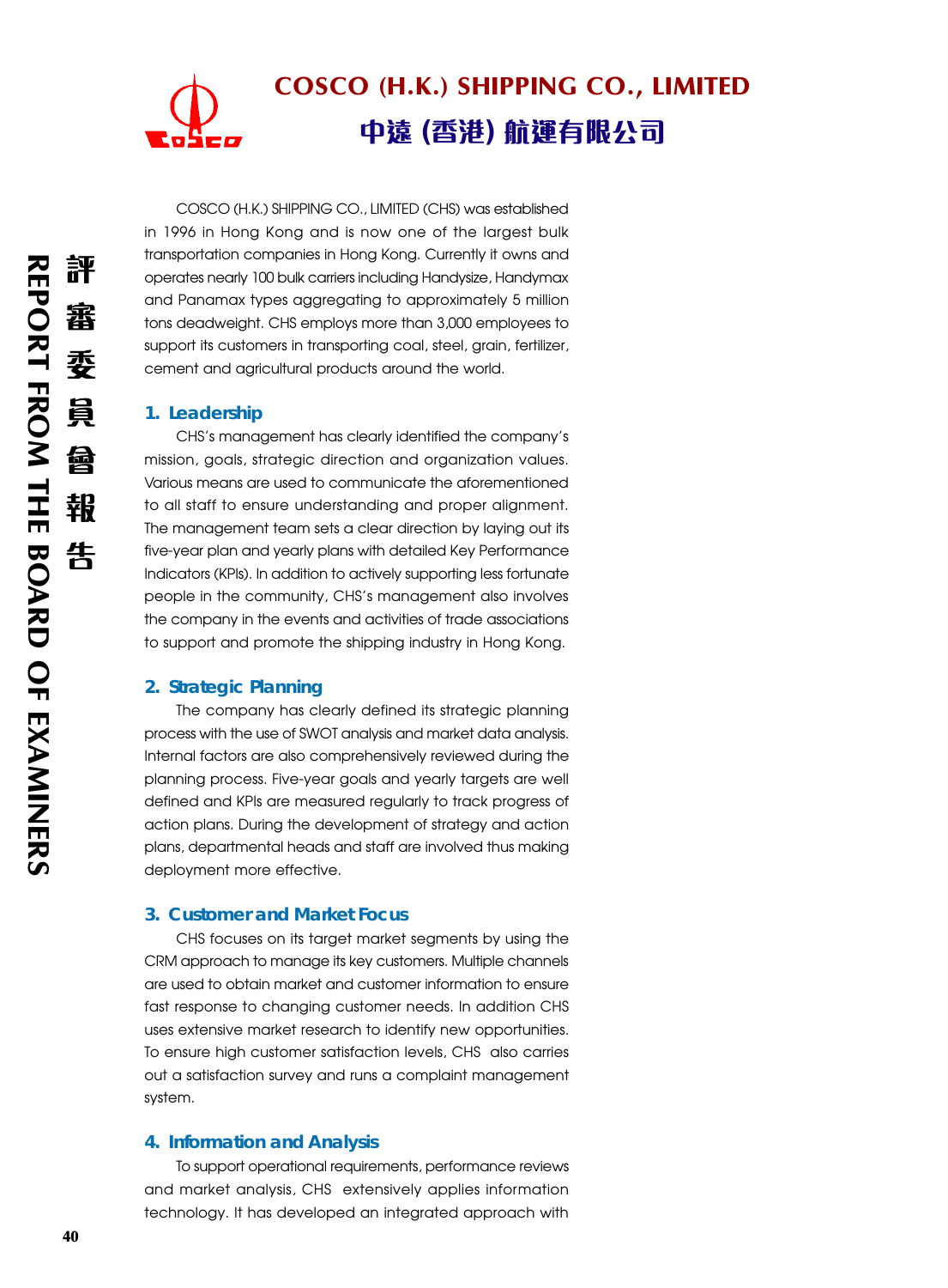# COSCO (H.K.) SHIPPING CO., LIMITED

# 中遠 (香港) 航運有限公司

COSCO (H.K.) SHIPPING CO., LIMITED (CHS) was established in 1996 in Hong Kong and is now one of the largest bulk transportation companies in Hong Kong. Currently it owns and operates nearly 100 bulk carriers including Handysize, Handymax and Panamax types aggregating to approximately 5 million tons deadweight. CHS employs more than 3,000 employees to support its customers in transporting coal, steel, grain, fertilizer, cement and agricultural products around the world.

## 1. Leadership

CHS's management has clearly identified the company's mission, goals, strategic direction and organization values. Various means are used to communicate the aforementioned to all staff to ensure understanding and proper alignment. The management team sets a clear direction by laying out its five-year plan and yearly plans with detailed Key Performance Indicators (KPIs). In addition to actively supporting less fortunate people in the community, CHS's management also involves the company in the events and activities of trade associations to support and promote the shipping industry in Hong Kong.

## 2. Strategic Planning

The company has clearly defined its strategic planning process with the use of SWOT analysis and market data analysis. Internal factors are also comprehensively reviewed during the planning process. Five-year goals and yearly targets are well defined and KPIs are measured regularly to track progress of action plans. During the development of strategy and action plans, departmental heads and staff are involved thus making deployment more effective.

## 3. Customer and Market Focus

CHS focuses on its target market segments by using the CRM approach to manage its key customers. Multiple channels are used to obtain market and customer information to ensure fast response to changing customer needs. In addition CHS uses extensive market research to identify new opportunities. To ensure high customer satisfaction levels, CHS also carries out a satisfaction survey and runs a complaint management system.

## 4. Information and Analysis

To support operational requirements, performance reviews and market analysis, CHS extensively applies information technology. It has developed an integrated approach with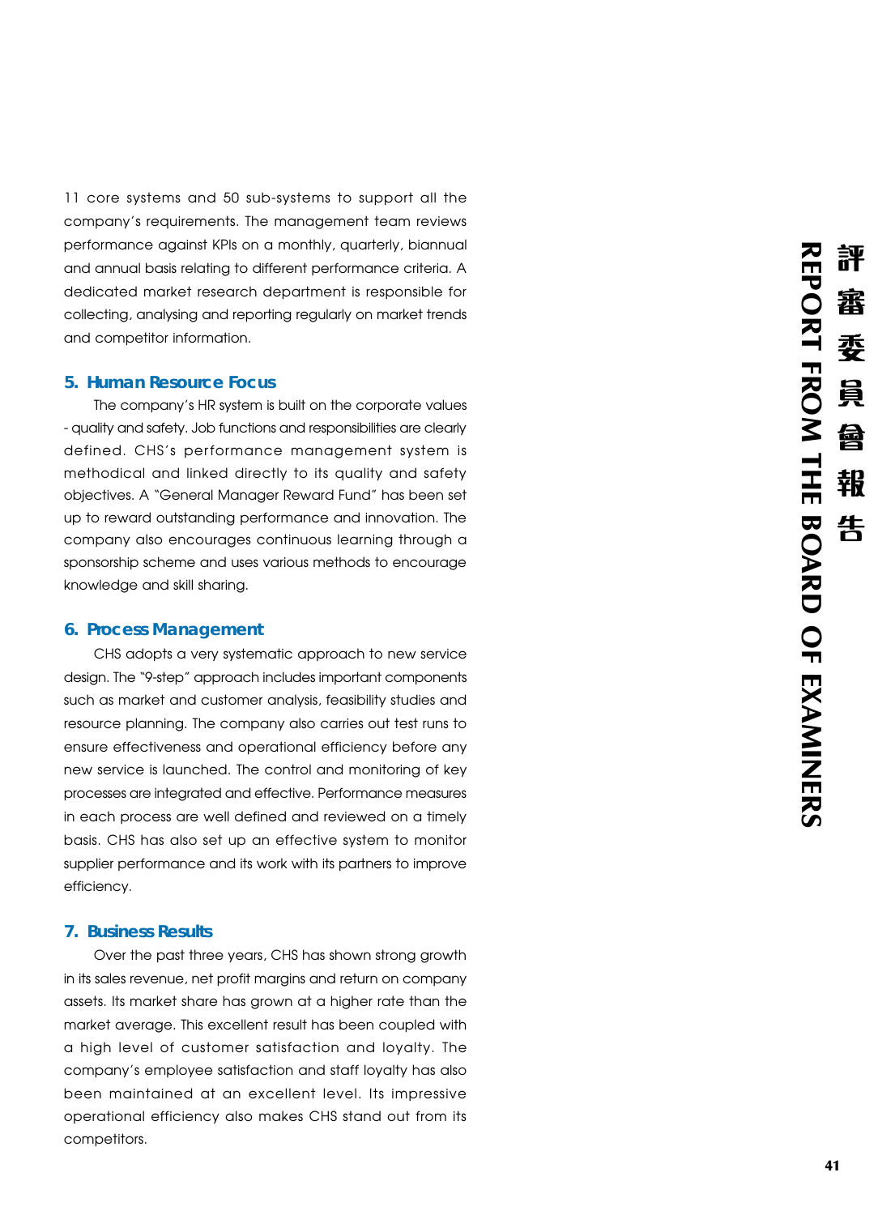11 core systems and 50 sub-systems to support all the company's requirements. The management team reviews performance against KPIs on a monthly, quarterly, biannual and annual basis relating to different performance criteria. A dedicated market research department is responsible for collecting, analysing and reporting regularly on market trends and competitor information.

### 5. Human Resource Focus

The company's HR system is built on the corporate values - quality and safety. Job functions and responsibilities are clearly defined. CHS's performance management system is methodical and linked directly to its quality and safety objectives. A "General Manager Reward Fund" has been set up to reward outstanding performance and innovation. The company also encourages continuous learning through a sponsorship scheme and uses various methods to encourage knowledge and skill sharing.

### 6. Process Management

CHS adopts a very systematic approach to new service design. The "9-step" approach includes important components such as market and customer analysis, feasibility studies and resource planning. The company also carries out test runs to ensure effectiveness and operational efficiency before any new service is launched. The control and monitoring of key processes are integrated and effective. Performance measures in each process are well defined and reviewed on a timely basis. CHS has also set up an effective system to monitor supplier performance and its work with its partners to improve efficiency.

### 7. Business Results

Over the past three years, CHS has shown strong growth in its sales revenue, net profit margins and return on company assets. Its market share has grown at a higher rate than the market average. This excellent result has been coupled with a high level of customer satisfaction and loyalty. The company's employee satisfaction and staff loyalty has also been maintained at an excellent level. Its impressive operational efficiency also makes CHS stand out from its competitors.